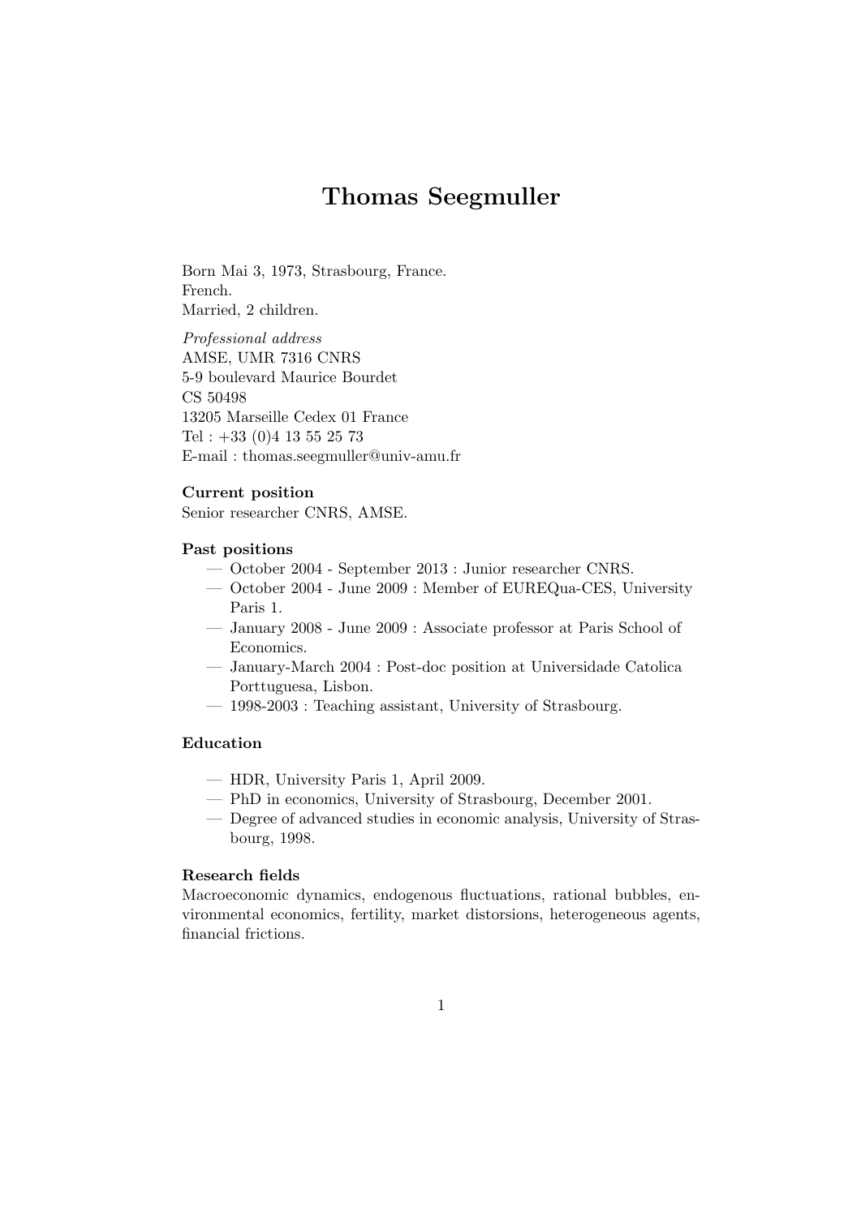# Thomas Seegmuller

Born Mai 3, 1973, Strasbourg, France.
French.
Married, 2 children.

*Professional address*
AMSE, UMR 7316 CNRS
5-9 boulevard Maurice Bourdet
CS 50498
13205 Marseille Cedex 01 France
Tel : +33 (0)4 13 55 25 73
E-mail : thomas.seegmuller@univ-amu.fr

### Current position

Senior researcher CNRS, AMSE.

### Past positions

- October 2004 - September 2013 : Junior researcher CNRS.
- October 2004 - June 2009 : Member of EUREQua-CES, University Paris 1.
- January 2008 - June 2009 : Associate professor at Paris School of Economics.
- January-March 2004 : Post-doc position at Universidade Catolica Porttuguesa, Lisbon.
- 1998-2003 : Teaching assistant, University of Strasbourg.

### Education

- HDR, University Paris 1, April 2009.
- PhD in economics, University of Strasbourg, December 2001.
- Degree of advanced studies in economic analysis, University of Strasbourg, 1998.

### Research fields

Macroeconomic dynamics, endogenous fluctuations, rational bubbles, environmental economics, fertility, market distorsions, heterogeneous agents, financial frictions.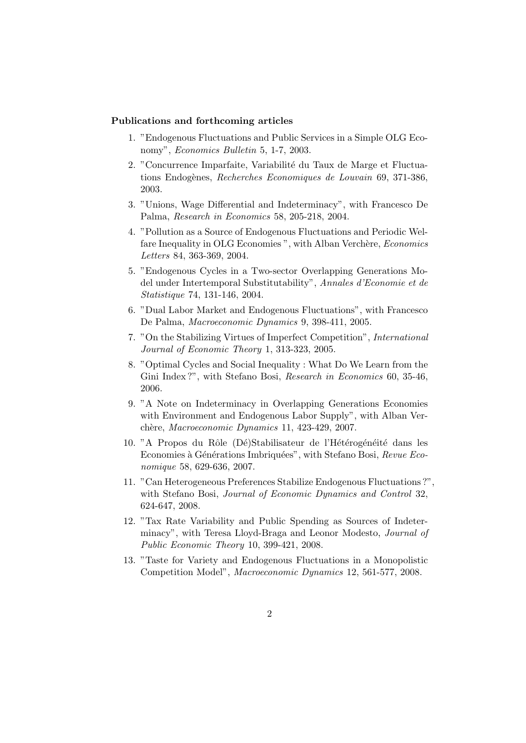**Publications and forthcoming articles**

1. "Endogenous Fluctuations and Public Services in a Simple OLG Economy", *Economics Bulletin* 5, 1-7, 2003.
2. "Concurrence Imparfaite, Variabilité du Taux de Marge et Fluctuations Endogènes, *Recherches Economiques de Louvain* 69, 371-386, 2003.
3. "Unions, Wage Differential and Indeterminacy", with Francesco De Palma, *Research in Economics* 58, 205-218, 2004.
4. "Pollution as a Source of Endogenous Fluctuations and Periodic Welfare Inequality in OLG Economies ", with Alban Verchère, *Economics Letters* 84, 363-369, 2004.
5. "Endogenous Cycles in a Two-sector Overlapping Generations Model under Intertemporal Substitutability", *Annales d'Economie et de Statistique* 74, 131-146, 2004.
6. "Dual Labor Market and Endogenous Fluctuations", with Francesco De Palma, *Macroeconomic Dynamics* 9, 398-411, 2005.
7. "On the Stabilizing Virtues of Imperfect Competition", *International Journal of Economic Theory* 1, 313-323, 2005.
8. "Optimal Cycles and Social Inequality : What Do We Learn from the Gini Index ?", with Stefano Bosi, *Research in Economics* 60, 35-46, 2006.
9. "A Note on Indeterminacy in Overlapping Generations Economies with Environment and Endogenous Labor Supply", with Alban Verchère, *Macroeconomic Dynamics* 11, 423-429, 2007.
10. "A Propos du Rôle (Dé)Stabilisateur de l'Hétérogénéité dans les Economies à Générations Imbriquées", with Stefano Bosi, *Revue Economique* 58, 629-636, 2007.
11. "Can Heterogeneous Preferences Stabilize Endogenous Fluctuations ?", with Stefano Bosi, *Journal of Economic Dynamics and Control* 32, 624-647, 2008.
12. "Tax Rate Variability and Public Spending as Sources of Indeterminacy", with Teresa Lloyd-Braga and Leonor Modesto, *Journal of Public Economic Theory* 10, 399-421, 2008.
13. "Taste for Variety and Endogenous Fluctuations in a Monopolistic Competition Model", *Macroeconomic Dynamics* 12, 561-577, 2008.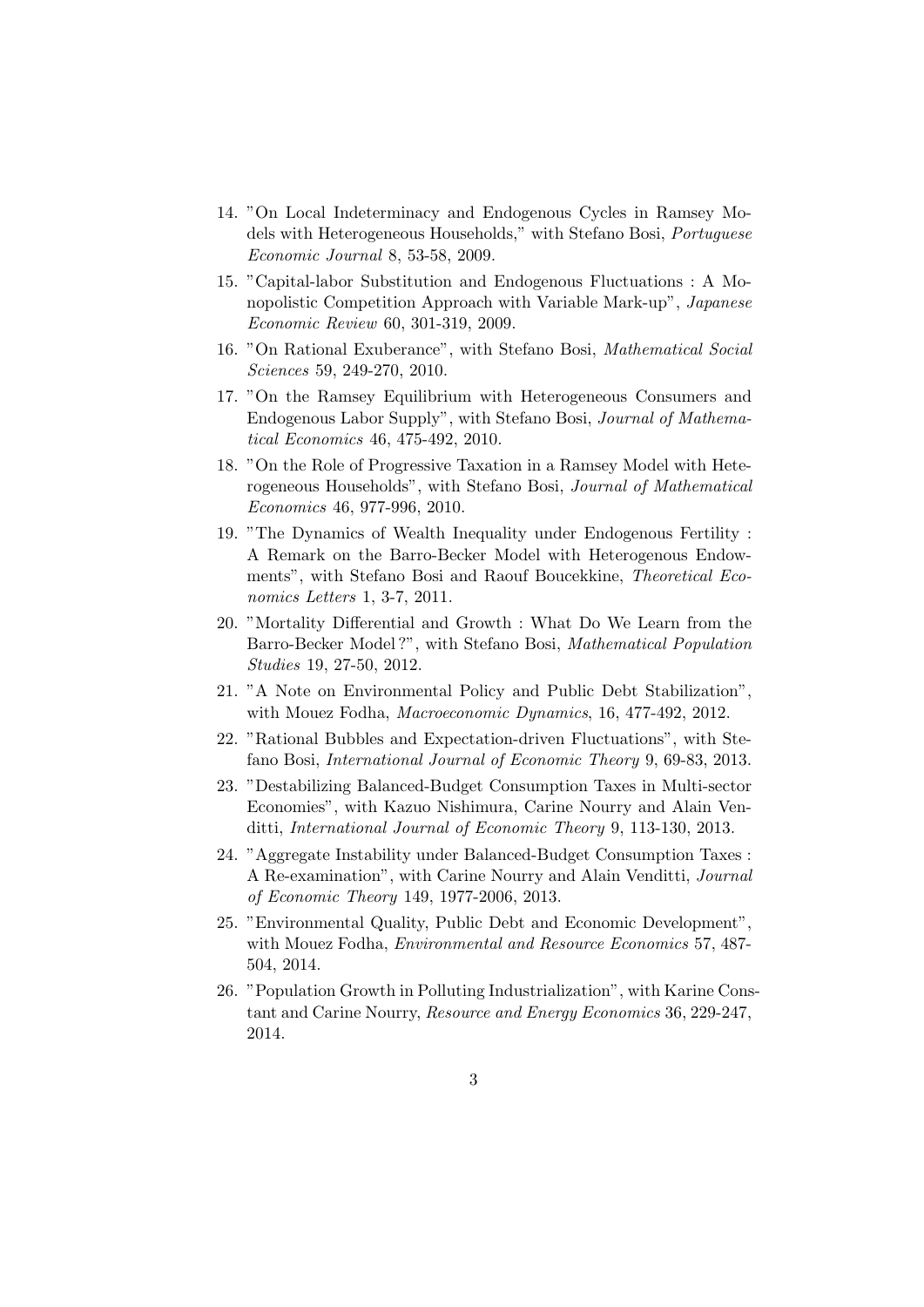14. "On Local Indeterminacy and Endogenous Cycles in Ramsey Models with Heterogeneous Households," with Stefano Bosi, *Portuguese Economic Journal* 8, 53-58, 2009.
15. "Capital-labor Substitution and Endogenous Fluctuations : A Monopolistic Competition Approach with Variable Mark-up", *Japanese Economic Review* 60, 301-319, 2009.
16. "On Rational Exuberance", with Stefano Bosi, *Mathematical Social Sciences* 59, 249-270, 2010.
17. "On the Ramsey Equilibrium with Heterogeneous Consumers and Endogenous Labor Supply", with Stefano Bosi, *Journal of Mathematical Economics* 46, 475-492, 2010.
18. "On the Role of Progressive Taxation in a Ramsey Model with Heterogeneous Households", with Stefano Bosi, *Journal of Mathematical Economics* 46, 977-996, 2010.
19. "The Dynamics of Wealth Inequality under Endogenous Fertility : A Remark on the Barro-Becker Model with Heterogenous Endowments", with Stefano Bosi and Raouf Boucekkine, *Theoretical Economics Letters* 1, 3-7, 2011.
20. "Mortality Differential and Growth : What Do We Learn from the Barro-Becker Model ?", with Stefano Bosi, *Mathematical Population Studies* 19, 27-50, 2012.
21. "A Note on Environmental Policy and Public Debt Stabilization", with Mouez Fodha, *Macroeconomic Dynamics*, 16, 477-492, 2012.
22. "Rational Bubbles and Expectation-driven Fluctuations", with Stefano Bosi, *International Journal of Economic Theory* 9, 69-83, 2013.
23. "Destabilizing Balanced-Budget Consumption Taxes in Multi-sector Economies", with Kazuo Nishimura, Carine Nourry and Alain Venditti, *International Journal of Economic Theory* 9, 113-130, 2013.
24. "Aggregate Instability under Balanced-Budget Consumption Taxes : A Re-examination", with Carine Nourry and Alain Venditti, *Journal of Economic Theory* 149, 1977-2006, 2013.
25. "Environmental Quality, Public Debt and Economic Development", with Mouez Fodha, *Environmental and Resource Economics* 57, 487-504, 2014.
26. "Population Growth in Polluting Industrialization", with Karine Constant and Carine Nourry, *Resource and Energy Economics* 36, 229-247, 2014.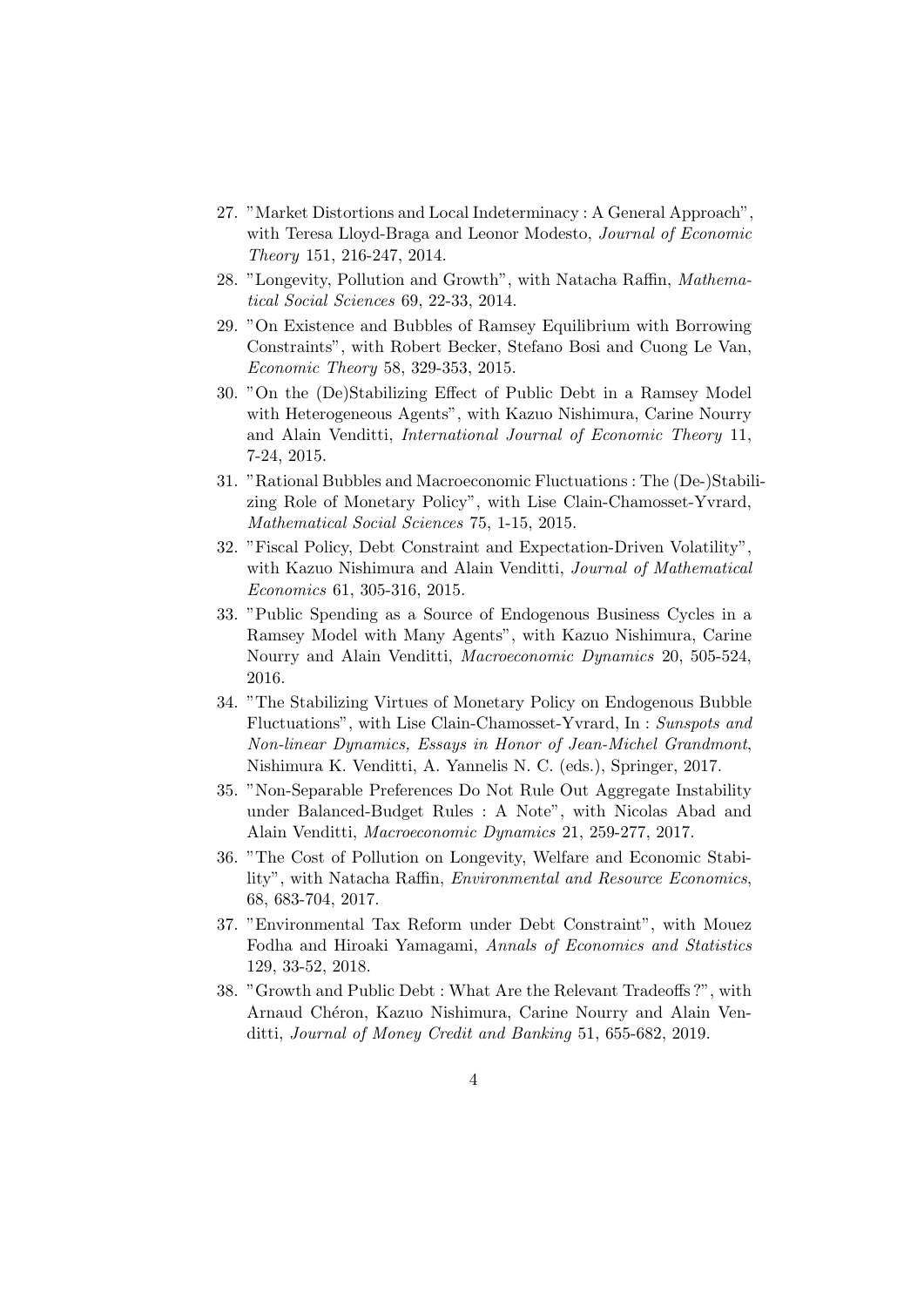27. "Market Distortions and Local Indeterminacy : A General Approach", with Teresa Lloyd-Braga and Leonor Modesto, *Journal of Economic Theory* 151, 216-247, 2014.
28. "Longevity, Pollution and Growth", with Natacha Raffin, *Mathematical Social Sciences* 69, 22-33, 2014.
29. "On Existence and Bubbles of Ramsey Equilibrium with Borrowing Constraints", with Robert Becker, Stefano Bosi and Cuong Le Van, *Economic Theory* 58, 329-353, 2015.
30. "On the (De)Stabilizing Effect of Public Debt in a Ramsey Model with Heterogeneous Agents", with Kazuo Nishimura, Carine Nourry and Alain Venditti, *International Journal of Economic Theory* 11, 7-24, 2015.
31. "Rational Bubbles and Macroeconomic Fluctuations : The (De-)Stabilizing Role of Monetary Policy", with Lise Clain-Chamosset-Yvrard, *Mathematical Social Sciences* 75, 1-15, 2015.
32. "Fiscal Policy, Debt Constraint and Expectation-Driven Volatility", with Kazuo Nishimura and Alain Venditti, *Journal of Mathematical Economics* 61, 305-316, 2015.
33. "Public Spending as a Source of Endogenous Business Cycles in a Ramsey Model with Many Agents", with Kazuo Nishimura, Carine Nourry and Alain Venditti, *Macroeconomic Dynamics* 20, 505-524, 2016.
34. "The Stabilizing Virtues of Monetary Policy on Endogenous Bubble Fluctuations", with Lise Clain-Chamosset-Yvrard, In : *Sunspots and Non-linear Dynamics, Essays in Honor of Jean-Michel Grandmont*, Nishimura K. Venditti, A. Yannelis N. C. (eds.), Springer, 2017.
35. "Non-Separable Preferences Do Not Rule Out Aggregate Instability under Balanced-Budget Rules : A Note", with Nicolas Abad and Alain Venditti, *Macroeconomic Dynamics* 21, 259-277, 2017.
36. "The Cost of Pollution on Longevity, Welfare and Economic Stability", with Natacha Raffin, *Environmental and Resource Economics*, 68, 683-704, 2017.
37. "Environmental Tax Reform under Debt Constraint", with Mouez Fodha and Hiroaki Yamagami, *Annals of Economics and Statistics* 129, 33-52, 2018.
38. "Growth and Public Debt : What Are the Relevant Tradeoffs ?", with Arnaud Chéron, Kazuo Nishimura, Carine Nourry and Alain Venditti, *Journal of Money Credit and Banking* 51, 655-682, 2019.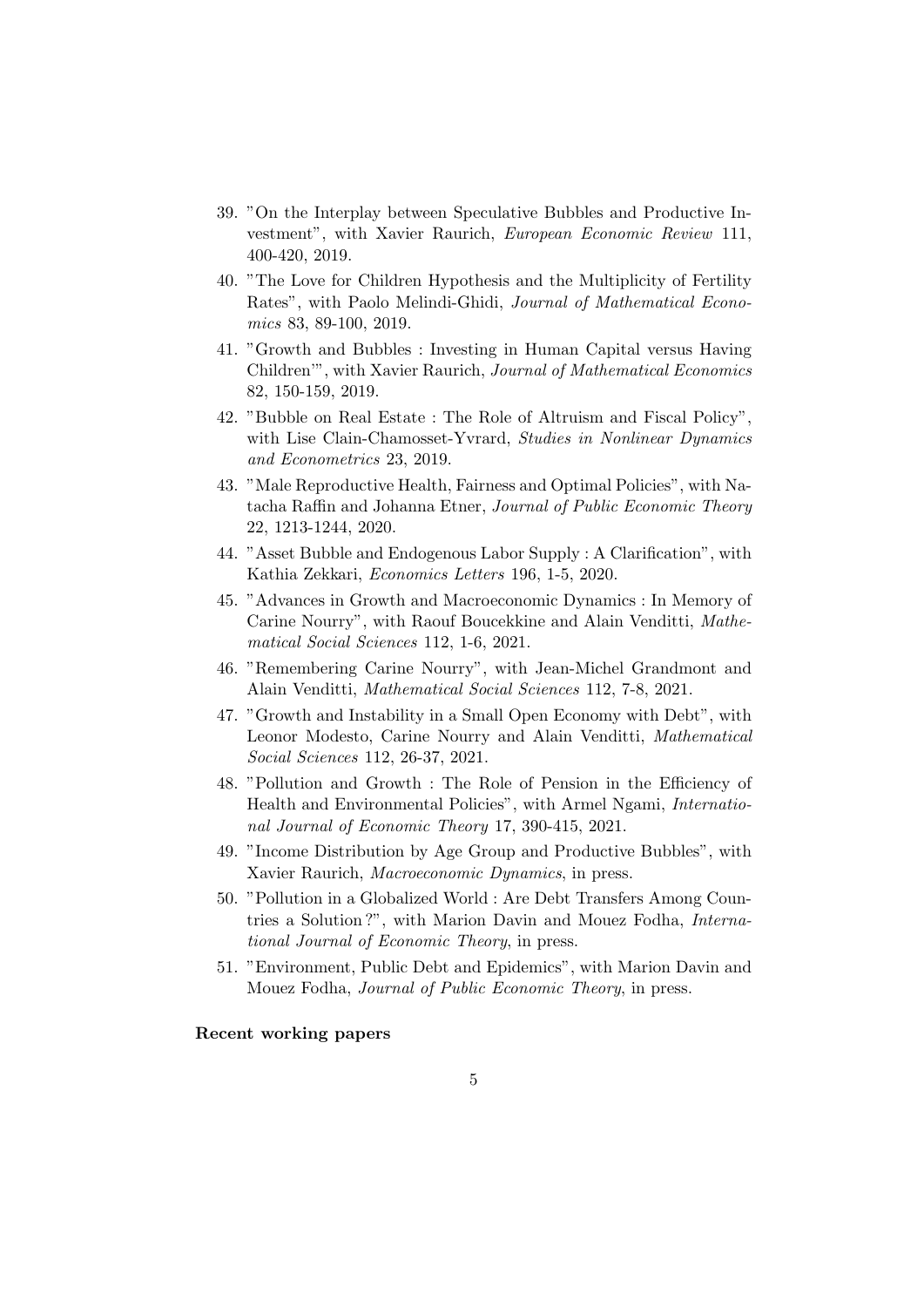39. "On the Interplay between Speculative Bubbles and Productive Investment", with Xavier Raurich, *European Economic Review* 111, 400-420, 2019.
40. "The Love for Children Hypothesis and the Multiplicity of Fertility Rates", with Paolo Melindi-Ghidi, *Journal of Mathematical Economics* 83, 89-100, 2019.
41. "Growth and Bubbles : Investing in Human Capital versus Having Children'", with Xavier Raurich, *Journal of Mathematical Economics* 82, 150-159, 2019.
42. "Bubble on Real Estate : The Role of Altruism and Fiscal Policy", with Lise Clain-Chamosset-Yvrard, *Studies in Nonlinear Dynamics and Econometrics* 23, 2019.
43. "Male Reproductive Health, Fairness and Optimal Policies", with Natacha Raffin and Johanna Etner, *Journal of Public Economic Theory* 22, 1213-1244, 2020.
44. "Asset Bubble and Endogenous Labor Supply : A Clarification", with Kathia Zekkari, *Economics Letters* 196, 1-5, 2020.
45. "Advances in Growth and Macroeconomic Dynamics : In Memory of Carine Nourry", with Raouf Boucekkine and Alain Venditti, *Mathematical Social Sciences* 112, 1-6, 2021.
46. "Remembering Carine Nourry", with Jean-Michel Grandmont and Alain Venditti, *Mathematical Social Sciences* 112, 7-8, 2021.
47. "Growth and Instability in a Small Open Economy with Debt", with Leonor Modesto, Carine Nourry and Alain Venditti, *Mathematical Social Sciences* 112, 26-37, 2021.
48. "Pollution and Growth : The Role of Pension in the Efficiency of Health and Environmental Policies", with Armel Ngami, *International Journal of Economic Theory* 17, 390-415, 2021.
49. "Income Distribution by Age Group and Productive Bubbles", with Xavier Raurich, *Macroeconomic Dynamics*, in press.
50. "Pollution in a Globalized World : Are Debt Transfers Among Countries a Solution ?", with Marion Davin and Mouez Fodha, *International Journal of Economic Theory*, in press.
51. "Environment, Public Debt and Epidemics", with Marion Davin and Mouez Fodha, *Journal of Public Economic Theory*, in press.

**Recent working papers**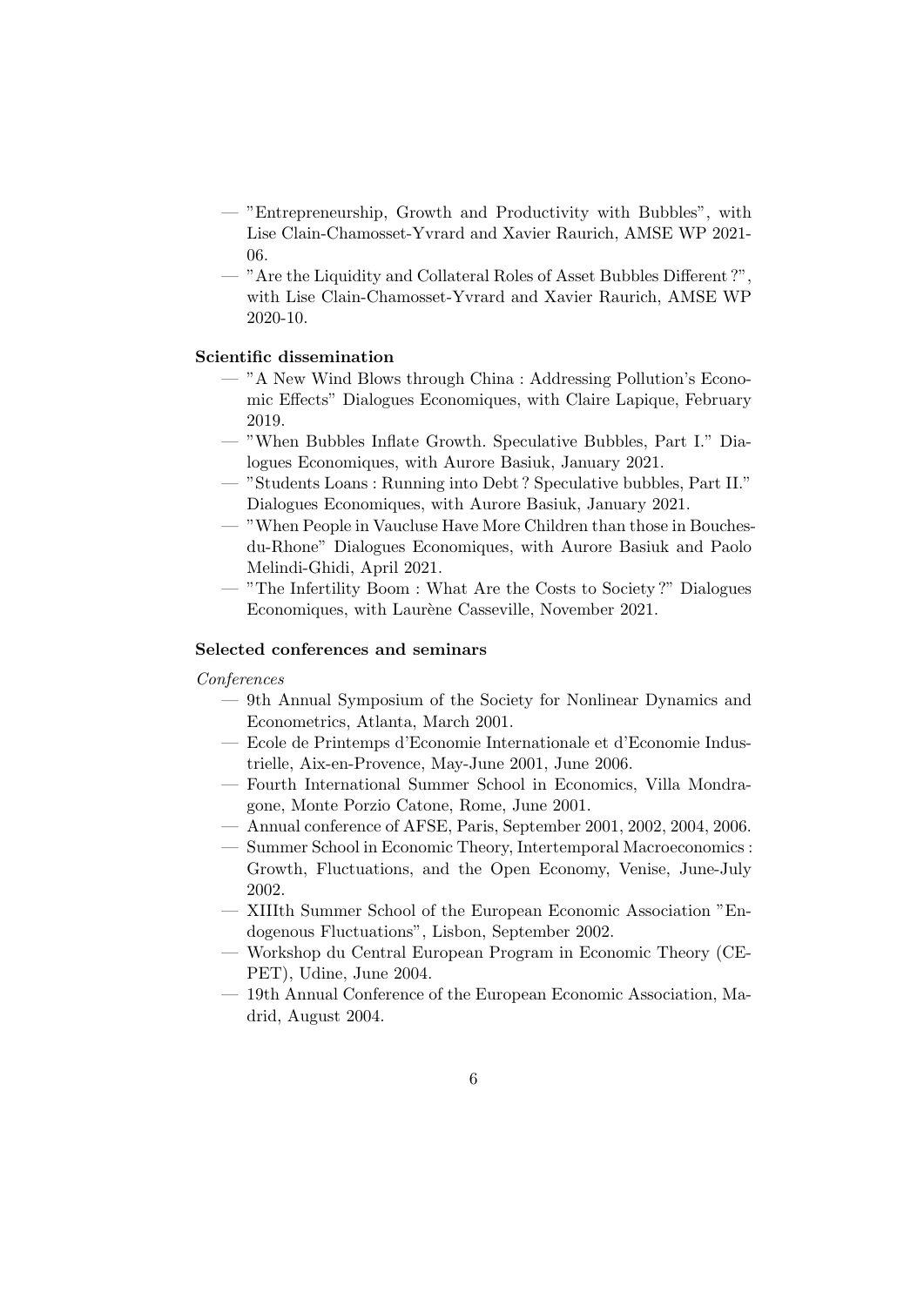- "Entrepreneurship, Growth and Productivity with Bubbles", with Lise Clain-Chamosset-Yvrard and Xavier Raurich, AMSE WP 2021-06.
- "Are the Liquidity and Collateral Roles of Asset Bubbles Different ?", with Lise Clain-Chamosset-Yvrard and Xavier Raurich, AMSE WP 2020-10.

**Scientific dissemination**

- "A New Wind Blows through China : Addressing Pollution's Economic Effects" Dialogues Economiques, with Claire Lapique, February 2019.
- "When Bubbles Inflate Growth. Speculative Bubbles, Part I." Dialogues Economiques, with Aurore Basiuk, January 2021.
- "Students Loans : Running into Debt ? Speculative bubbles, Part II." Dialogues Economiques, with Aurore Basiuk, January 2021.
- "When People in Vaucluse Have More Children than those in Bouches-du-Rhone" Dialogues Economiques, with Aurore Basiuk and Paolo Melindi-Ghidi, April 2021.
- "The Infertility Boom : What Are the Costs to Society ?" Dialogues Economiques, with Laurène Casseville, November 2021.

**Selected conferences and seminars**

*Conferences*

- 9th Annual Symposium of the Society for Nonlinear Dynamics and Econometrics, Atlanta, March 2001.
- Ecole de Printemps d'Economie Internationale et d'Economie Industrielle, Aix-en-Provence, May-June 2001, June 2006.
- Fourth International Summer School in Economics, Villa Mondragone, Monte Porzio Catone, Rome, June 2001.
- Annual conference of AFSE, Paris, September 2001, 2002, 2004, 2006.
- Summer School in Economic Theory, Intertemporal Macroeconomics : Growth, Fluctuations, and the Open Economy, Venise, June-July 2002.
- XIIIth Summer School of the European Economic Association "Endogenous Fluctuations", Lisbon, September 2002.
- Workshop du Central European Program in Economic Theory (CEPET), Udine, June 2004.
- 19th Annual Conference of the European Economic Association, Madrid, August 2004.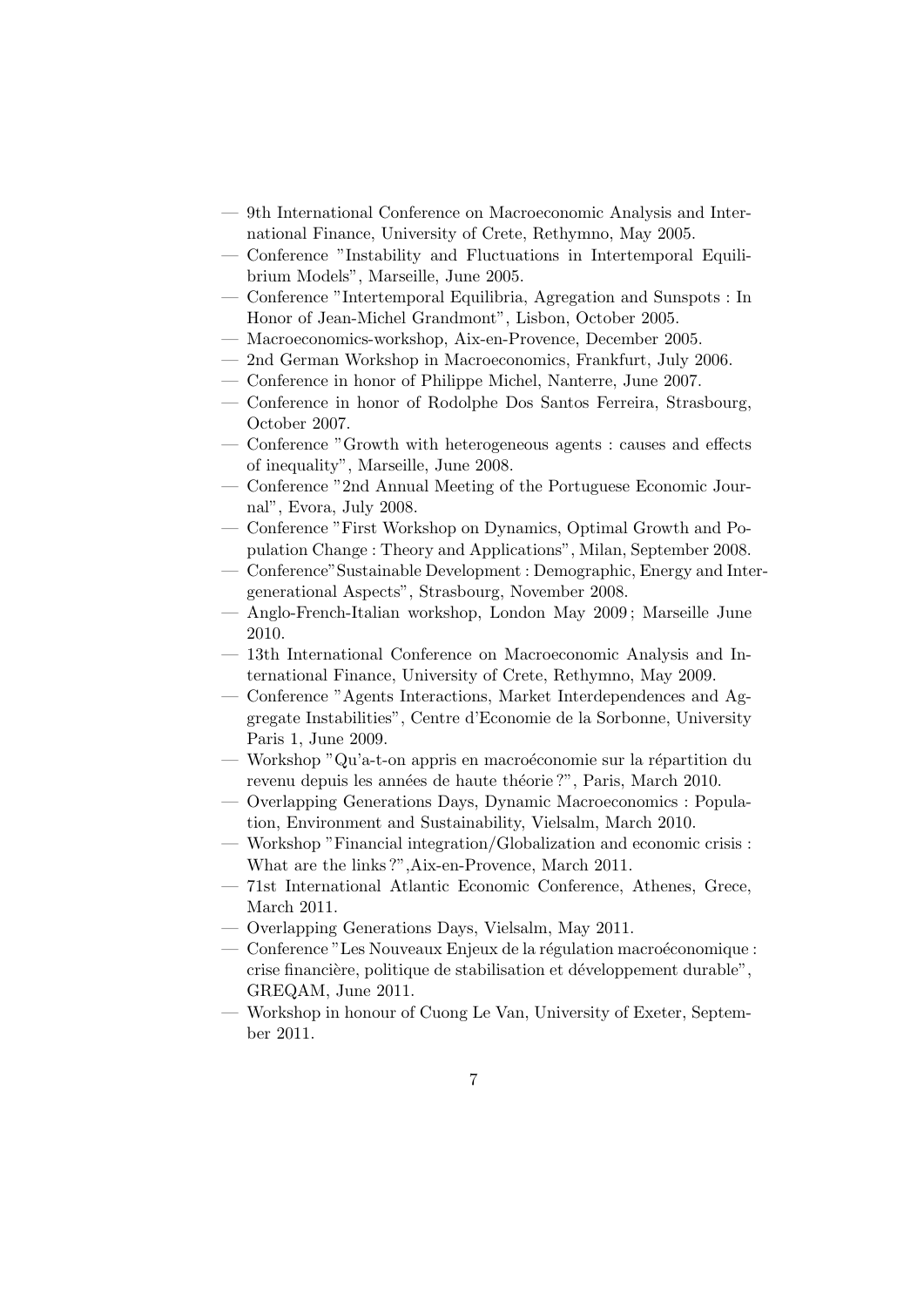- 9th International Conference on Macroeconomic Analysis and International Finance, University of Crete, Rethymno, May 2005.
- Conference "Instability and Fluctuations in Intertemporal Equilibrium Models", Marseille, June 2005.
- Conference "Intertemporal Equilibria, Agregation and Sunspots : In Honor of Jean-Michel Grandmont", Lisbon, October 2005.
- Macroeconomics-workshop, Aix-en-Provence, December 2005.
- 2nd German Workshop in Macroeconomics, Frankfurt, July 2006.
- Conference in honor of Philippe Michel, Nanterre, June 2007.
- Conference in honor of Rodolphe Dos Santos Ferreira, Strasbourg, October 2007.
- Conference "Growth with heterogeneous agents : causes and effects of inequality", Marseille, June 2008.
- Conference "2nd Annual Meeting of the Portuguese Economic Journal", Evora, July 2008.
- Conference "First Workshop on Dynamics, Optimal Growth and Population Change : Theory and Applications", Milan, September 2008.
- Conference"Sustainable Development : Demographic, Energy and Intergenerational Aspects", Strasbourg, November 2008.
- Anglo-French-Italian workshop, London May 2009 ; Marseille June 2010.
- 13th International Conference on Macroeconomic Analysis and International Finance, University of Crete, Rethymno, May 2009.
- Conference "Agents Interactions, Market Interdependences and Aggregate Instabilities", Centre d'Economie de la Sorbonne, University Paris 1, June 2009.
- Workshop "Qu'a-t-on appris en macroéconomie sur la répartition du revenu depuis les années de haute théorie ?", Paris, March 2010.
- Overlapping Generations Days, Dynamic Macroeconomics : Population, Environment and Sustainability, Vielsalm, March 2010.
- Workshop "Financial integration/Globalization and economic crisis : What are the links ?",Aix-en-Provence, March 2011.
- 71st International Atlantic Economic Conference, Athenes, Grece, March 2011.
- Overlapping Generations Days, Vielsalm, May 2011.
- Conference "Les Nouveaux Enjeux de la régulation macroéconomique : crise financière, politique de stabilisation et développement durable", GREQAM, June 2011.
- Workshop in honour of Cuong Le Van, University of Exeter, September 2011.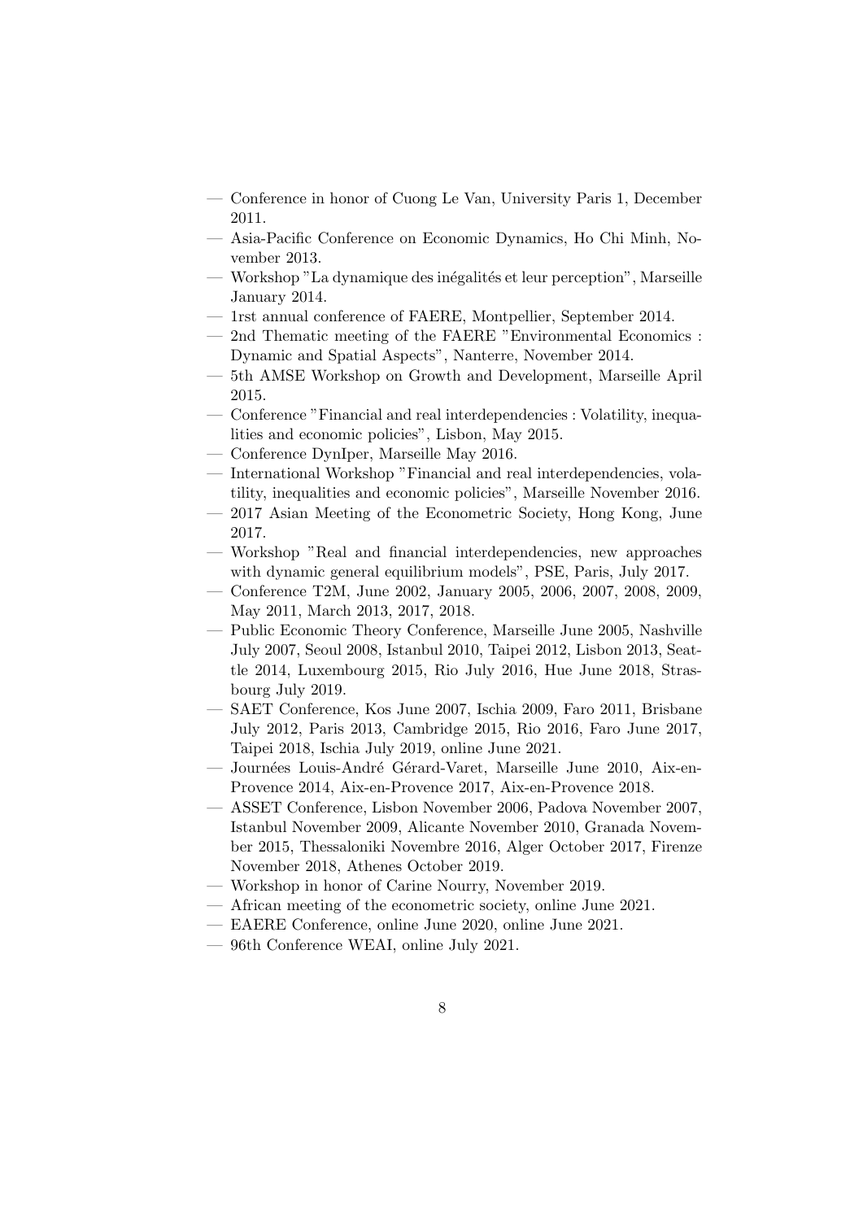- Conference in honor of Cuong Le Van, University Paris 1, December 2011.
- Asia-Pacific Conference on Economic Dynamics, Ho Chi Minh, November 2013.
- Workshop "La dynamique des inégalités et leur perception", Marseille January 2014.
- 1rst annual conference of FAERE, Montpellier, September 2014.
- 2nd Thematic meeting of the FAERE "Environmental Economics : Dynamic and Spatial Aspects", Nanterre, November 2014.
- 5th AMSE Workshop on Growth and Development, Marseille April 2015.
- Conference "Financial and real interdependencies : Volatility, inequalities and economic policies", Lisbon, May 2015.
- Conference DynIper, Marseille May 2016.
- International Workshop "Financial and real interdependencies, volatility, inequalities and economic policies", Marseille November 2016.
- 2017 Asian Meeting of the Econometric Society, Hong Kong, June 2017.
- Workshop "Real and financial interdependencies, new approaches with dynamic general equilibrium models", PSE, Paris, July 2017.
- Conference T2M, June 2002, January 2005, 2006, 2007, 2008, 2009, May 2011, March 2013, 2017, 2018.
- Public Economic Theory Conference, Marseille June 2005, Nashville July 2007, Seoul 2008, Istanbul 2010, Taipei 2012, Lisbon 2013, Seattle 2014, Luxembourg 2015, Rio July 2016, Hue June 2018, Strasbourg July 2019.
- SAET Conference, Kos June 2007, Ischia 2009, Faro 2011, Brisbane July 2012, Paris 2013, Cambridge 2015, Rio 2016, Faro June 2017, Taipei 2018, Ischia July 2019, online June 2021.
- Journées Louis-André Gérard-Varet, Marseille June 2010, Aix-en-Provence 2014, Aix-en-Provence 2017, Aix-en-Provence 2018.
- ASSET Conference, Lisbon November 2006, Padova November 2007, Istanbul November 2009, Alicante November 2010, Granada November 2015, Thessaloniki Novembre 2016, Alger October 2017, Firenze November 2018, Athenes October 2019.
- Workshop in honor of Carine Nourry, November 2019.
- African meeting of the econometric society, online June 2021.
- EAERE Conference, online June 2020, online June 2021.
- 96th Conference WEAI, online July 2021.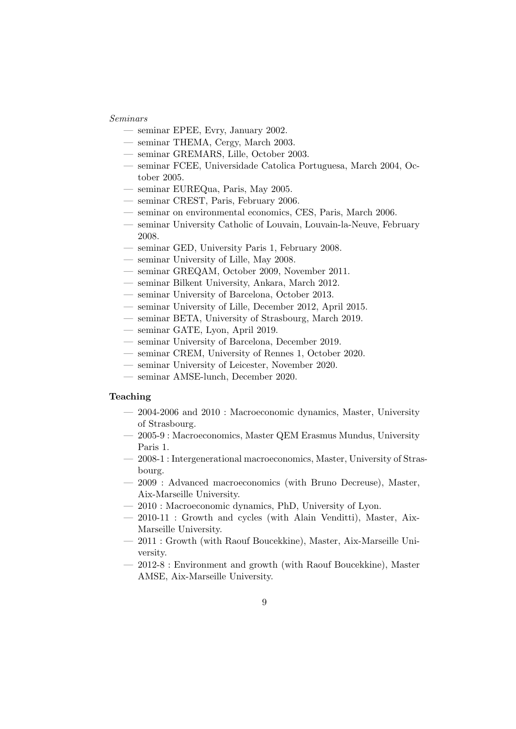*Seminars*

- seminar EPEE, Evry, January 2002.
- seminar THEMA, Cergy, March 2003.
- seminar GREMARS, Lille, October 2003.
- seminar FCEE, Universidade Catolica Portuguesa, March 2004, October 2005.
- seminar EUREQua, Paris, May 2005.
- seminar CREST, Paris, February 2006.
- seminar on environmental economics, CES, Paris, March 2006.
- seminar University Catholic of Louvain, Louvain-la-Neuve, February 2008.
- seminar GED, University Paris 1, February 2008.
- seminar University of Lille, May 2008.
- seminar GREQAM, October 2009, November 2011.
- seminar Bilkent University, Ankara, March 2012.
- seminar University of Barcelona, October 2013.
- seminar University of Lille, December 2012, April 2015.
- seminar BETA, University of Strasbourg, March 2019.
- seminar GATE, Lyon, April 2019.
- seminar University of Barcelona, December 2019.
- seminar CREM, University of Rennes 1, October 2020.
- seminar University of Leicester, November 2020.
- seminar AMSE-lunch, December 2020.

**Teaching**

- 2004-2006 and 2010 : Macroeconomic dynamics, Master, University of Strasbourg.
- 2005-9 : Macroeconomics, Master QEM Erasmus Mundus, University Paris 1.
- 2008-1 : Intergenerational macroeconomics, Master, University of Strasbourg.
- 2009 : Advanced macroeconomics (with Bruno Decreuse), Master, Aix-Marseille University.
- 2010 : Macroeconomic dynamics, PhD, University of Lyon.
- 2010-11 : Growth and cycles (with Alain Venditti), Master, Aix-Marseille University.
- 2011 : Growth (with Raouf Boucekkine), Master, Aix-Marseille University.
- 2012-8 : Environment and growth (with Raouf Boucekkine), Master AMSE, Aix-Marseille University.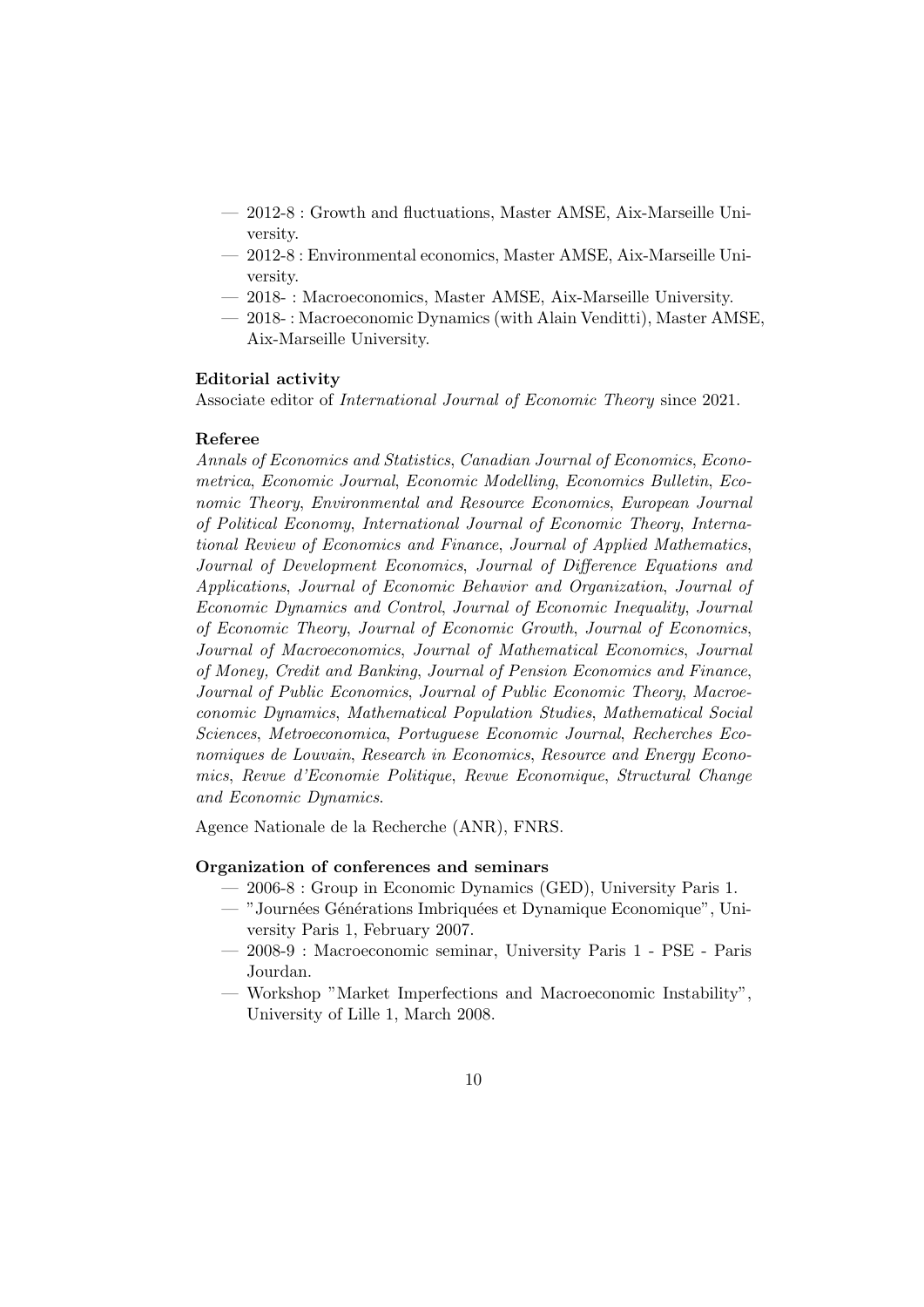- 2012-8 : Growth and fluctuations, Master AMSE, Aix-Marseille University.
- 2012-8 : Environmental economics, Master AMSE, Aix-Marseille University.
- 2018- : Macroeconomics, Master AMSE, Aix-Marseille University.
- 2018- : Macroeconomic Dynamics (with Alain Venditti), Master AMSE, Aix-Marseille University.

**Editorial activity**

Associate editor of *International Journal of Economic Theory* since 2021.

**Referee**

*Annals of Economics and Statistics*, *Canadian Journal of Economics*, *Econometrica*, *Economic Journal*, *Economic Modelling*, *Economics Bulletin*, *Economic Theory*, *Environmental and Resource Economics*, *European Journal of Political Economy*, *International Journal of Economic Theory*, *International Review of Economics and Finance*, *Journal of Applied Mathematics*, *Journal of Development Economics*, *Journal of Difference Equations and Applications*, *Journal of Economic Behavior and Organization*, *Journal of Economic Dynamics and Control*, *Journal of Economic Inequality*, *Journal of Economic Theory*, *Journal of Economic Growth*, *Journal of Economics*, *Journal of Macroeconomics*, *Journal of Mathematical Economics*, *Journal of Money, Credit and Banking*, *Journal of Pension Economics and Finance*, *Journal of Public Economics*, *Journal of Public Economic Theory*, *Macroeconomic Dynamics*, *Mathematical Population Studies*, *Mathematical Social Sciences*, *Metroeconomica*, *Portuguese Economic Journal*, *Recherches Economiques de Louvain*, *Research in Economics*, *Resource and Energy Economics*, *Revue d'Economie Politique*, *Revue Economique*, *Structural Change and Economic Dynamics*.

Agence Nationale de la Recherche (ANR), FNRS.

**Organization of conferences and seminars**

- 2006-8 : Group in Economic Dynamics (GED), University Paris 1.
- "Journées Générations Imbriquées et Dynamique Economique", University Paris 1, February 2007.
- 2008-9 : Macroeconomic seminar, University Paris 1 - PSE - Paris Jourdan.
- Workshop "Market Imperfections and Macroeconomic Instability", University of Lille 1, March 2008.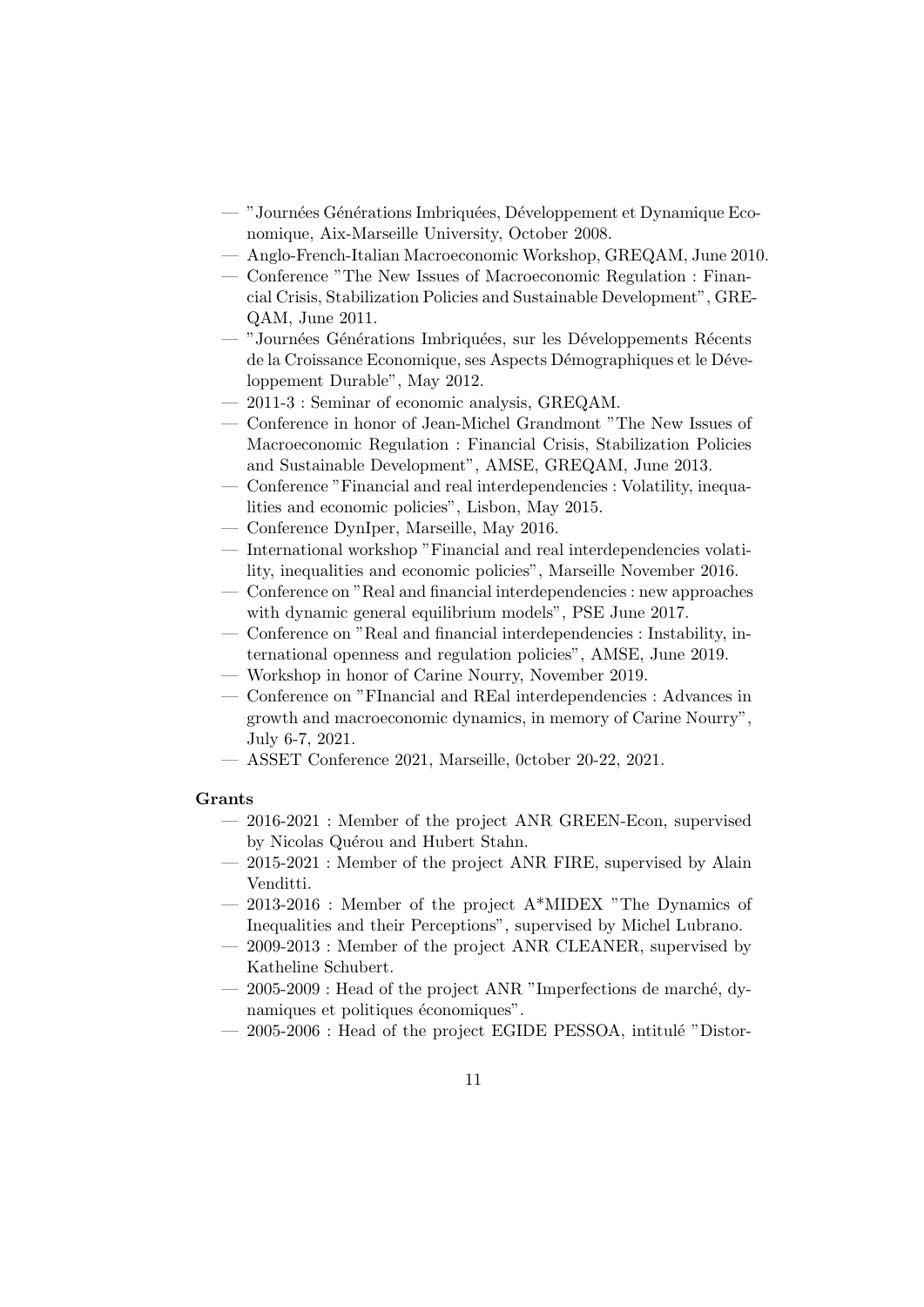- "Journées Générations Imbriquées, Développement et Dynamique Economique, Aix-Marseille University, October 2008.
- Anglo-French-Italian Macroeconomic Workshop, GREQAM, June 2010.
- Conference "The New Issues of Macroeconomic Regulation : Financial Crisis, Stabilization Policies and Sustainable Development", GREQAM, June 2011.
- "Journées Générations Imbriquées, sur les Développements Récents de la Croissance Economique, ses Aspects Démographiques et le Développement Durable", May 2012.
- 2011-3 : Seminar of economic analysis, GREQAM.
- Conference in honor of Jean-Michel Grandmont "The New Issues of Macroeconomic Regulation : Financial Crisis, Stabilization Policies and Sustainable Development", AMSE, GREQAM, June 2013.
- Conference "Financial and real interdependencies : Volatility, inequalities and economic policies", Lisbon, May 2015.
- Conference DynIper, Marseille, May 2016.
- International workshop "Financial and real interdependencies volatility, inequalities and economic policies", Marseille November 2016.
- Conference on "Real and financial interdependencies : new approaches with dynamic general equilibrium models", PSE June 2017.
- Conference on "Real and financial interdependencies : Instability, international openness and regulation policies", AMSE, June 2019.
- Workshop in honor of Carine Nourry, November 2019.
- Conference on "FInancial and REal interdependencies : Advances in growth and macroeconomic dynamics, in memory of Carine Nourry", July 6-7, 2021.
- ASSET Conference 2021, Marseille, 0ctober 20-22, 2021.

**Grants**

- 2016-2021 : Member of the project ANR GREEN-Econ, supervised by Nicolas Quérou and Hubert Stahn.
- 2015-2021 : Member of the project ANR FIRE, supervised by Alain Venditti.
- 2013-2016 : Member of the project A*MIDEX "The Dynamics of Inequalities and their Perceptions", supervised by Michel Lubrano.
- 2009-2013 : Member of the project ANR CLEANER, supervised by Katheline Schubert.
- 2005-2009 : Head of the project ANR "Imperfections de marché, dynamiques et politiques économiques".
- 2005-2006 : Head of the project EGIDE PESSOA, intitulé "Distor-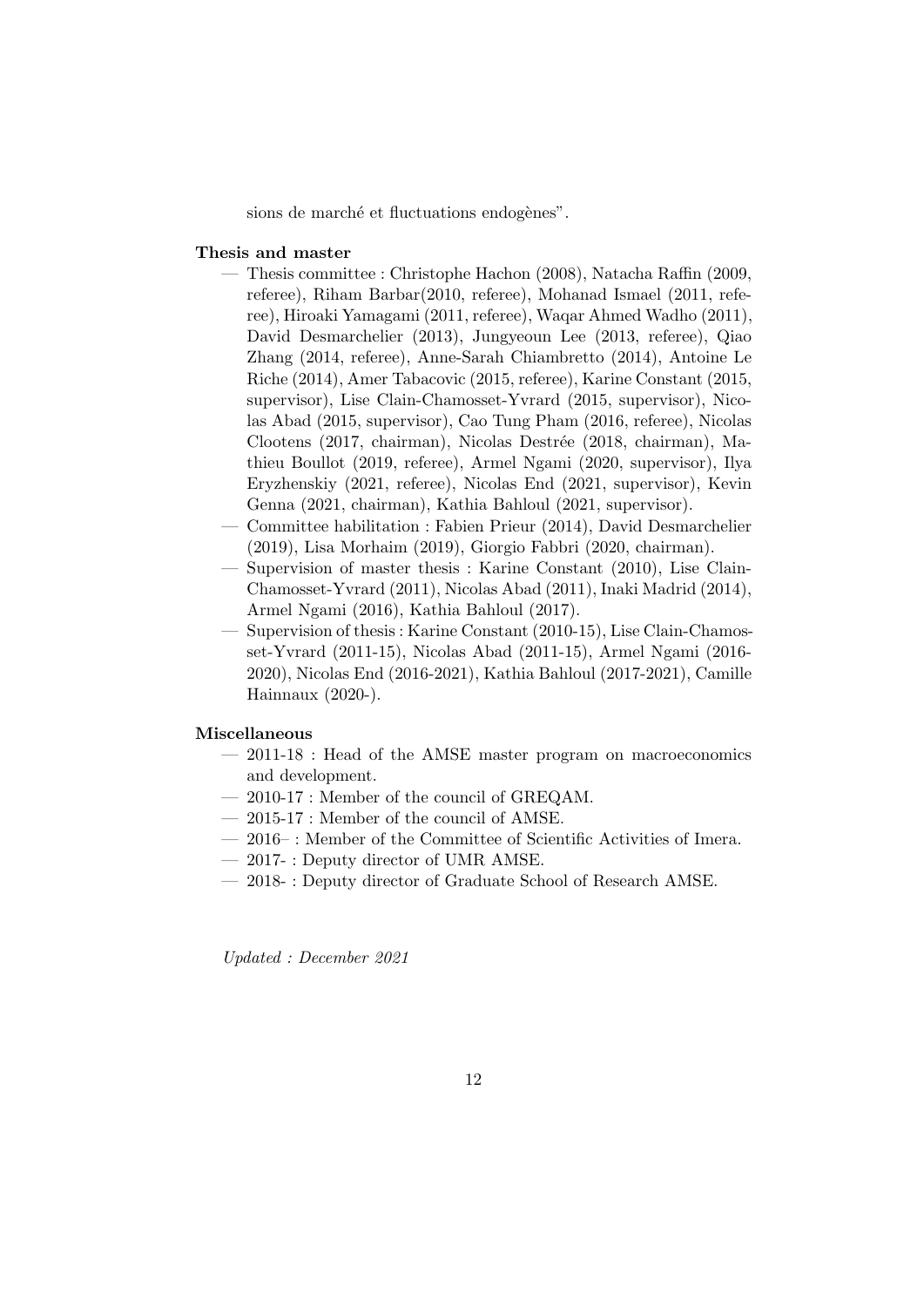sions de marché et fluctuations endogènes".

**Thesis and master**

- Thesis committee : Christophe Hachon (2008), Natacha Raffin (2009, referee), Riham Barbar(2010, referee), Mohanad Ismael (2011, referee), Hiroaki Yamagami (2011, referee), Waqar Ahmed Wadho (2011), David Desmarchelier (2013), Jungyeoun Lee (2013, referee), Qiao Zhang (2014, referee), Anne-Sarah Chiambretto (2014), Antoine Le Riche (2014), Amer Tabacovic (2015, referee), Karine Constant (2015, supervisor), Lise Clain-Chamosset-Yvrard (2015, supervisor), Nicolas Abad (2015, supervisor), Cao Tung Pham (2016, referee), Nicolas Clootens (2017, chairman), Nicolas Destrée (2018, chairman), Mathieu Boullot (2019, referee), Armel Ngami (2020, supervisor), Ilya Eryzhenskiy (2021, referee), Nicolas End (2021, supervisor), Kevin Genna (2021, chairman), Kathia Bahloul (2021, supervisor).
- Committee habilitation : Fabien Prieur (2014), David Desmarchelier (2019), Lisa Morhaim (2019), Giorgio Fabbri (2020, chairman).
- Supervision of master thesis : Karine Constant (2010), Lise Clain-Chamosset-Yvrard (2011), Nicolas Abad (2011), Inaki Madrid (2014), Armel Ngami (2016), Kathia Bahloul (2017).
- Supervision of thesis : Karine Constant (2010-15), Lise Clain-Chamosset-Yvrard (2011-15), Nicolas Abad (2011-15), Armel Ngami (2016-2020), Nicolas End (2016-2021), Kathia Bahloul (2017-2021), Camille Hainnaux (2020-).

**Miscellaneous**

- 2011-18 : Head of the AMSE master program on macroeconomics and development.
- 2010-17 : Member of the council of GREQAM.
- 2015-17 : Member of the council of AMSE.
- 2016– : Member of the Committee of Scientific Activities of Imera.
- 2017- : Deputy director of UMR AMSE.
- 2018- : Deputy director of Graduate School of Research AMSE.

*Updated : December 2021*